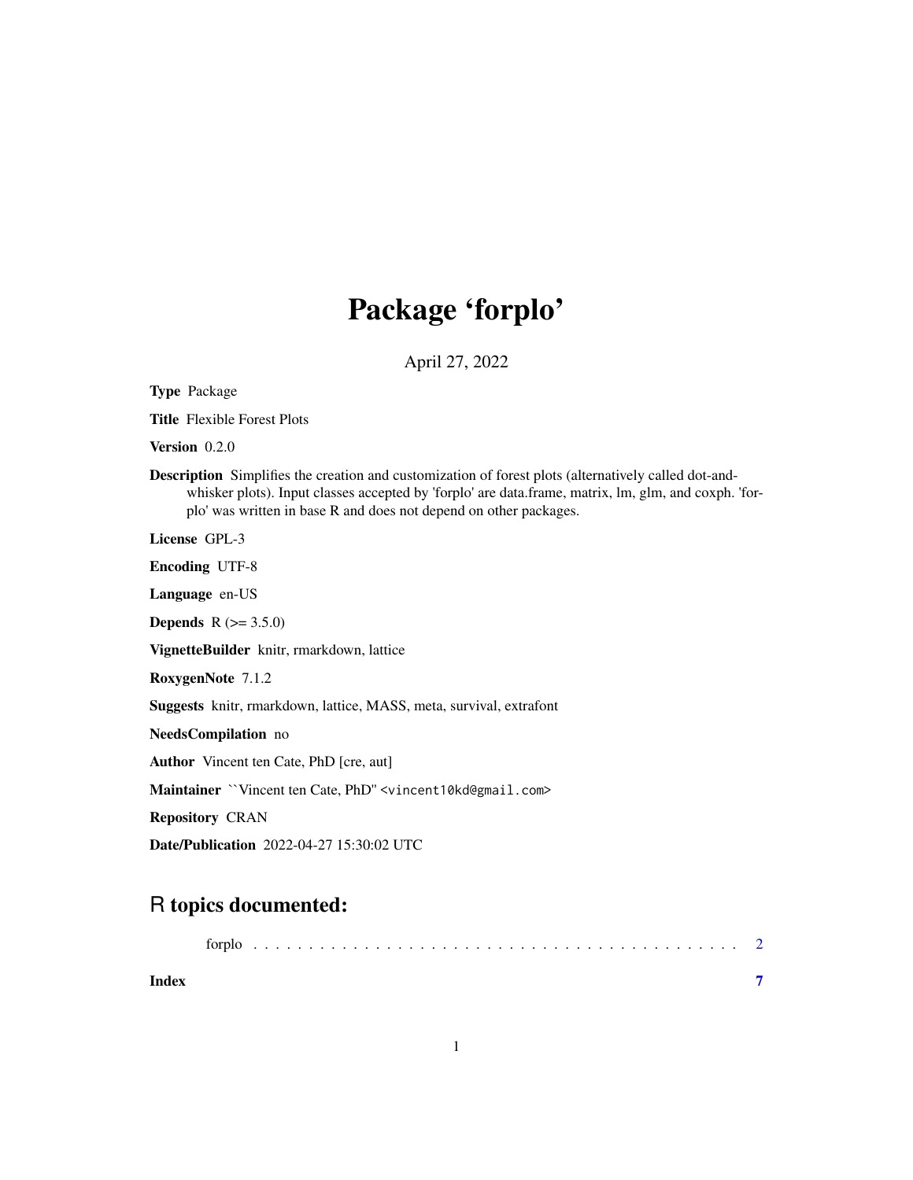# Package 'forplo'

April 27, 2022

**Type** Package

**Title** Flexible Forest Plots

**Version** 0.2.0

**Description** Simplifies the creation and customization of forest plots (alternatively called dot-and-whisker plots). Input classes accepted by 'forplo' are data.frame, matrix, lm, glm, and coxph. 'forplo' was written in base R and does not depend on other packages.

**License** GPL-3

**Encoding** UTF-8

**Language** en-US

**Depends** R (>= 3.5.0)

**VignetteBuilder** knitr, rmarkdown, lattice

**RoxygenNote** 7.1.2

**Suggests** knitr, rmarkdown, lattice, MASS, meta, survival, extrafont

**NeedsCompilation** no

**Author** Vincent ten Cate, PhD [cre, aut]

**Maintainer** ``Vincent ten Cate, PhD'' <vincent10kd@gmail.com>

**Repository** CRAN

**Date/Publication** 2022-04-27 15:30:02 UTC

## R topics documented:

forplo . . . . . . . . . . . . . . . . . . . . . . . . . . . . . . . . . . . . . . . . . . . 2

**Index** **7**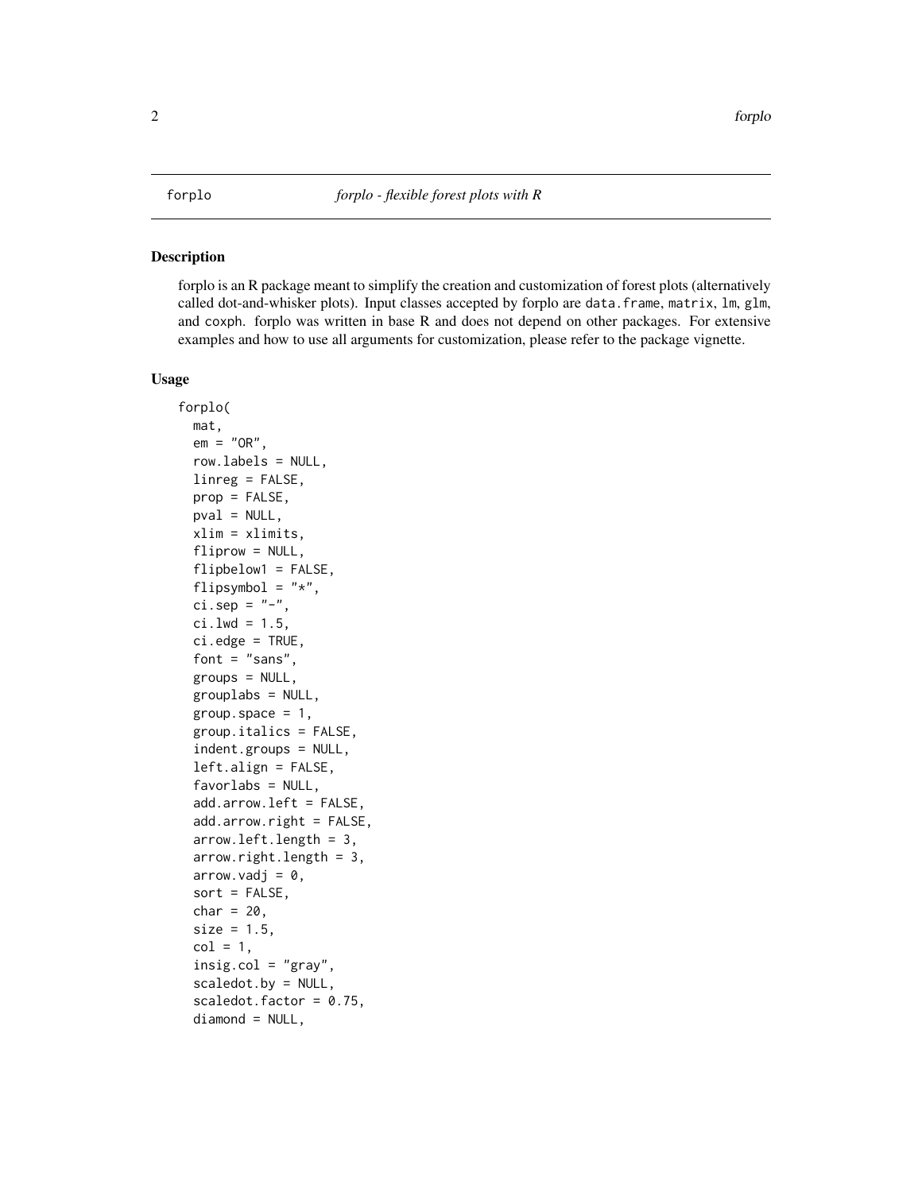forplo — *forplo - flexible forest plots with R*

## Description

forplo is an R package meant to simplify the creation and customization of forest plots (alternatively called dot-and-whisker plots). Input classes accepted by forplo are `data.frame`, `matrix`, `lm`, `glm`, and `coxph`. forplo was written in base R and does not depend on other packages. For extensive examples and how to use all arguments for customization, please refer to the package vignette.

## Usage

```
forplo(
  mat,
  em = "OR",
  row.labels = NULL,
  linreg = FALSE,
  prop = FALSE,
  pval = NULL,
  xlim = xlimits,
  fliprow = NULL,
  flipbelow1 = FALSE,
  flipsymbol = "*",
  ci.sep = "-",
  ci.lwd = 1.5,
  ci.edge = TRUE,
  font = "sans",
  groups = NULL,
  grouplabs = NULL,
  group.space = 1,
  group.italics = FALSE,
  indent.groups = NULL,
  left.align = FALSE,
  favorlabs = NULL,
  add.arrow.left = FALSE,
  add.arrow.right = FALSE,
  arrow.left.length = 3,
  arrow.right.length = 3,
  arrow.vadj = 0,
  sort = FALSE,
  char = 20,
  size = 1.5,
  col = 1,
  insig.col = "gray",
  scaledot.by = NULL,
  scaledot.factor = 0.75,
  diamond = NULL,
```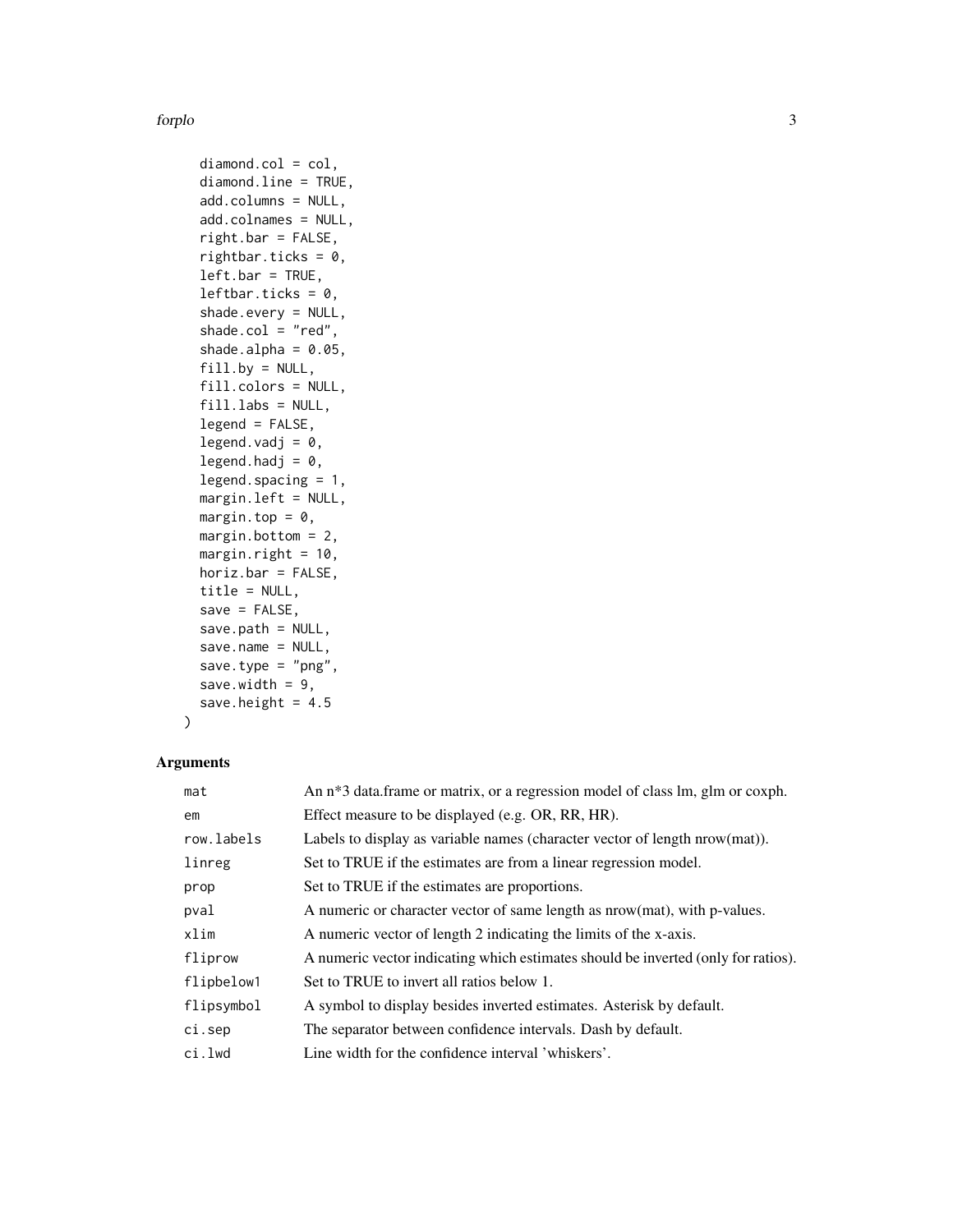```
  diamond.col = col,
  diamond.line = TRUE,
  add.columns = NULL,
  add.colnames = NULL,
  right.bar = FALSE,
  rightbar.ticks = 0,
  left.bar = TRUE,
  leftbar.ticks = 0,
  shade.every = NULL,
  shade.col = "red",
  shade.alpha = 0.05,
  fill.by = NULL,
  fill.colors = NULL,
  fill.labs = NULL,
  legend = FALSE,
  legend.vadj = 0,
  legend.hadj = 0,
  legend.spacing = 1,
  margin.left = NULL,
  margin.top = 0,
  margin.bottom = 2,
  margin.right = 10,
  horiz.bar = FALSE,
  title = NULL,
  save = FALSE,
  save.path = NULL,
  save.name = NULL,
  save.type = "png",
  save.width = 9,
  save.height = 4.5
)
```

## Arguments

| | |
|---|---|
| `mat` | An n*3 data.frame or matrix, or a regression model of class lm, glm or coxph. |
| `em` | Effect measure to be displayed (e.g. OR, RR, HR). |
| `row.labels` | Labels to display as variable names (character vector of length nrow(mat)). |
| `linreg` | Set to TRUE if the estimates are from a linear regression model. |
| `prop` | Set to TRUE if the estimates are proportions. |
| `pval` | A numeric or character vector of same length as nrow(mat), with p-values. |
| `xlim` | A numeric vector of length 2 indicating the limits of the x-axis. |
| `fliprow` | A numeric vector indicating which estimates should be inverted (only for ratios). |
| `flipbelow1` | Set to TRUE to invert all ratios below 1. |
| `flipsymbol` | A symbol to display besides inverted estimates. Asterisk by default. |
| `ci.sep` | The separator between confidence intervals. Dash by default. |
| `ci.lwd` | Line width for the confidence interval 'whiskers'. |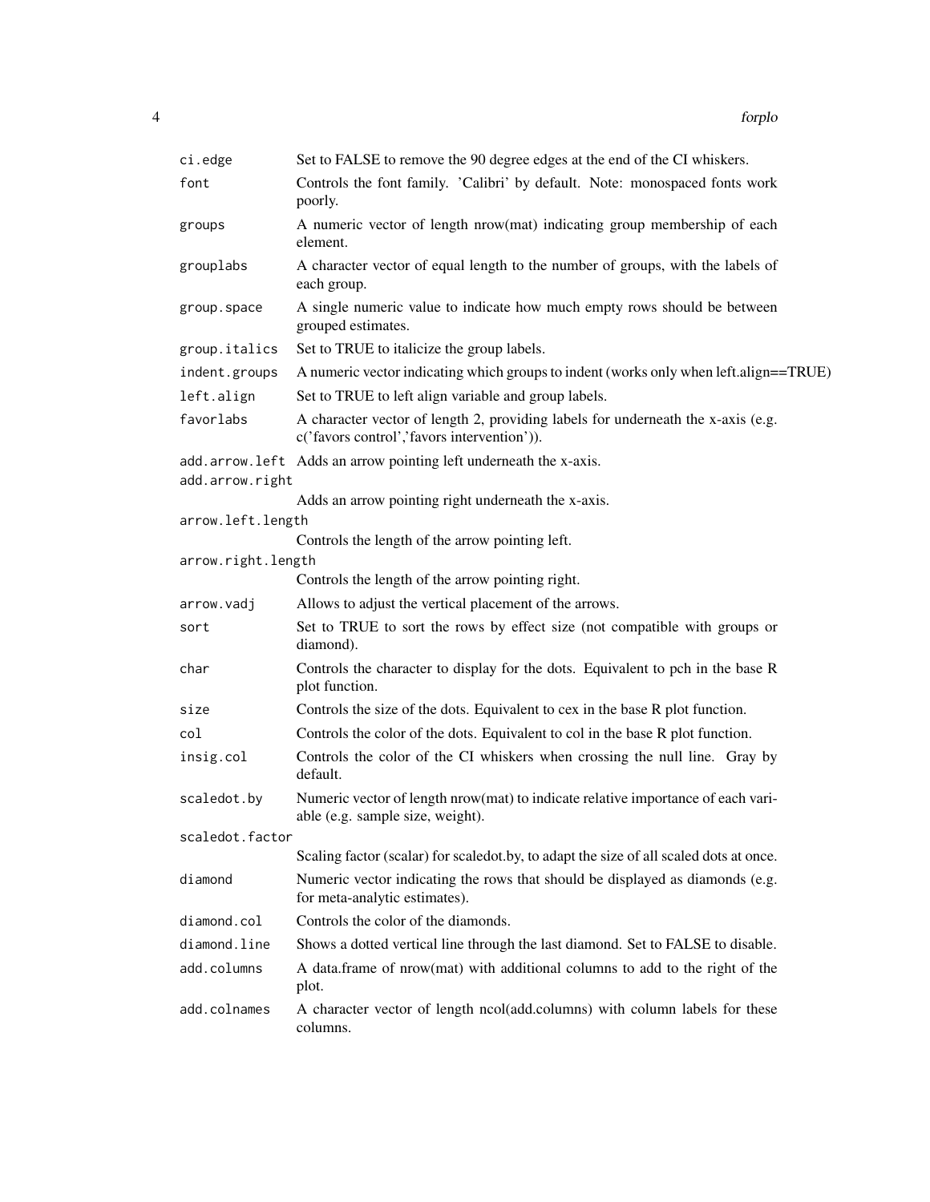| | |
|---|---|
| `ci.edge` | Set to FALSE to remove the 90 degree edges at the end of the CI whiskers. |
| `font` | Controls the font family. 'Calibri' by default. Note: monospaced fonts work poorly. |
| `groups` | A numeric vector of length nrow(mat) indicating group membership of each element. |
| `grouplabs` | A character vector of equal length to the number of groups, with the labels of each group. |
| `group.space` | A single numeric value to indicate how much empty rows should be between grouped estimates. |
| `group.italics` | Set to TRUE to italicize the group labels. |
| `indent.groups` | A numeric vector indicating which groups to indent (works only when left.align==TRUE) |
| `left.align` | Set to TRUE to left align variable and group labels. |
| `favorlabs` | A character vector of length 2, providing labels for underneath the x-axis (e.g. c('favors control','favors intervention')). |
| `add.arrow.left` | Adds an arrow pointing left underneath the x-axis. |
| `add.arrow.right` | Adds an arrow pointing right underneath the x-axis. |
| `arrow.left.length` | Controls the length of the arrow pointing left. |
| `arrow.right.length` | Controls the length of the arrow pointing right. |
| `arrow.vadj` | Allows to adjust the vertical placement of the arrows. |
| `sort` | Set to TRUE to sort the rows by effect size (not compatible with groups or diamond). |
| `char` | Controls the character to display for the dots. Equivalent to pch in the base R plot function. |
| `size` | Controls the size of the dots. Equivalent to cex in the base R plot function. |
| `col` | Controls the color of the dots. Equivalent to col in the base R plot function. |
| `insig.col` | Controls the color of the CI whiskers when crossing the null line. Gray by default. |
| `scaledot.by` | Numeric vector of length nrow(mat) to indicate relative importance of each variable (e.g. sample size, weight). |
| `scaledot.factor` | Scaling factor (scalar) for scaledot.by, to adapt the size of all scaled dots at once. |
| `diamond` | Numeric vector indicating the rows that should be displayed as diamonds (e.g. for meta-analytic estimates). |
| `diamond.col` | Controls the color of the diamonds. |
| `diamond.line` | Shows a dotted vertical line through the last diamond. Set to FALSE to disable. |
| `add.columns` | A data.frame of nrow(mat) with additional columns to add to the right of the plot. |
| `add.colnames` | A character vector of length ncol(add.columns) with column labels for these columns. |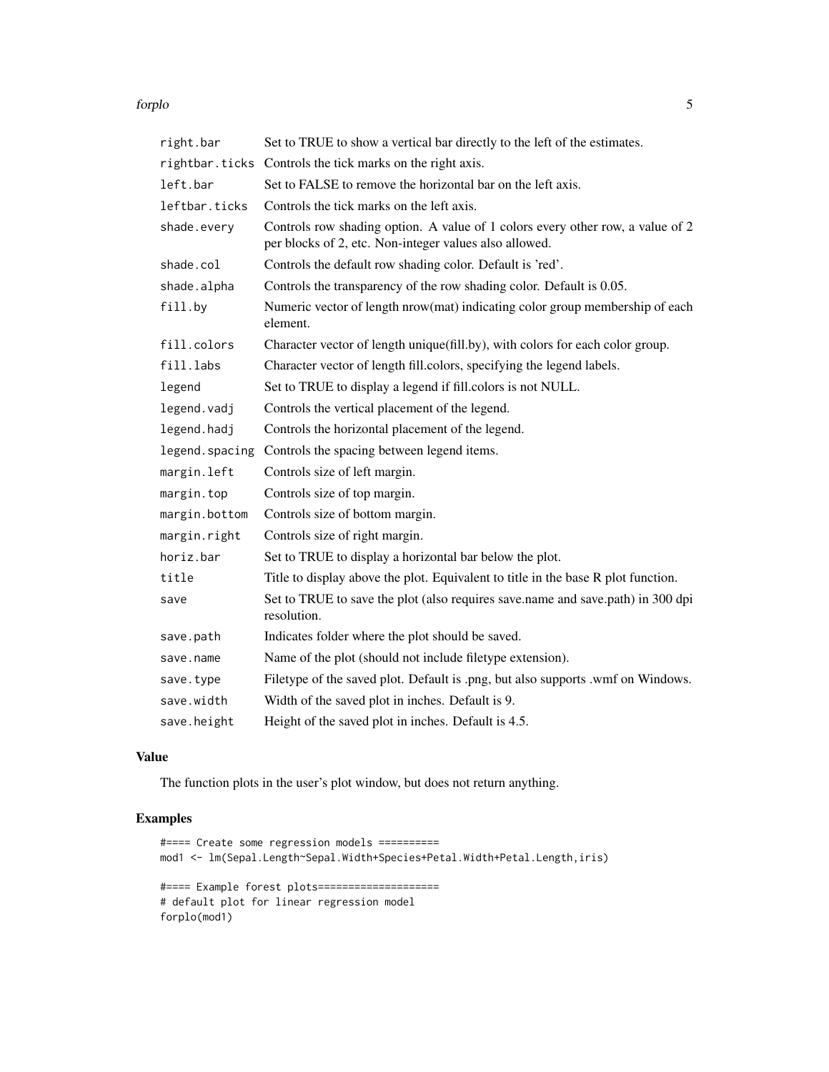| | |
|---|---|
| `right.bar` | Set to TRUE to show a vertical bar directly to the left of the estimates. |
| `rightbar.ticks` | Controls the tick marks on the right axis. |
| `left.bar` | Set to FALSE to remove the horizontal bar on the left axis. |
| `leftbar.ticks` | Controls the tick marks on the left axis. |
| `shade.every` | Controls row shading option. A value of 1 colors every other row, a value of 2 per blocks of 2, etc. Non-integer values also allowed. |
| `shade.col` | Controls the default row shading color. Default is 'red'. |
| `shade.alpha` | Controls the transparency of the row shading color. Default is 0.05. |
| `fill.by` | Numeric vector of length nrow(mat) indicating color group membership of each element. |
| `fill.colors` | Character vector of length unique(fill.by), with colors for each color group. |
| `fill.labs` | Character vector of length fill.colors, specifying the legend labels. |
| `legend` | Set to TRUE to display a legend if fill.colors is not NULL. |
| `legend.vadj` | Controls the vertical placement of the legend. |
| `legend.hadj` | Controls the horizontal placement of the legend. |
| `legend.spacing` | Controls the spacing between legend items. |
| `margin.left` | Controls size of left margin. |
| `margin.top` | Controls size of top margin. |
| `margin.bottom` | Controls size of bottom margin. |
| `margin.right` | Controls size of right margin. |
| `horiz.bar` | Set to TRUE to display a horizontal bar below the plot. |
| `title` | Title to display above the plot. Equivalent to title in the base R plot function. |
| `save` | Set to TRUE to save the plot (also requires save.name and save.path) in 300 dpi resolution. |
| `save.path` | Indicates folder where the plot should be saved. |
| `save.name` | Name of the plot (should not include filetype extension). |
| `save.type` | Filetype of the saved plot. Default is .png, but also supports .wmf on Windows. |
| `save.width` | Width of the saved plot in inches. Default is 9. |
| `save.height` | Height of the saved plot in inches. Default is 4.5. |

## Value

The function plots in the user's plot window, but does not return anything.

## Examples

```
#==== Create some regression models ==========
mod1 <- lm(Sepal.Length~Sepal.Width+Species+Petal.Width+Petal.Length,iris)

#==== Example forest plots====================
# default plot for linear regression model
forplo(mod1)
```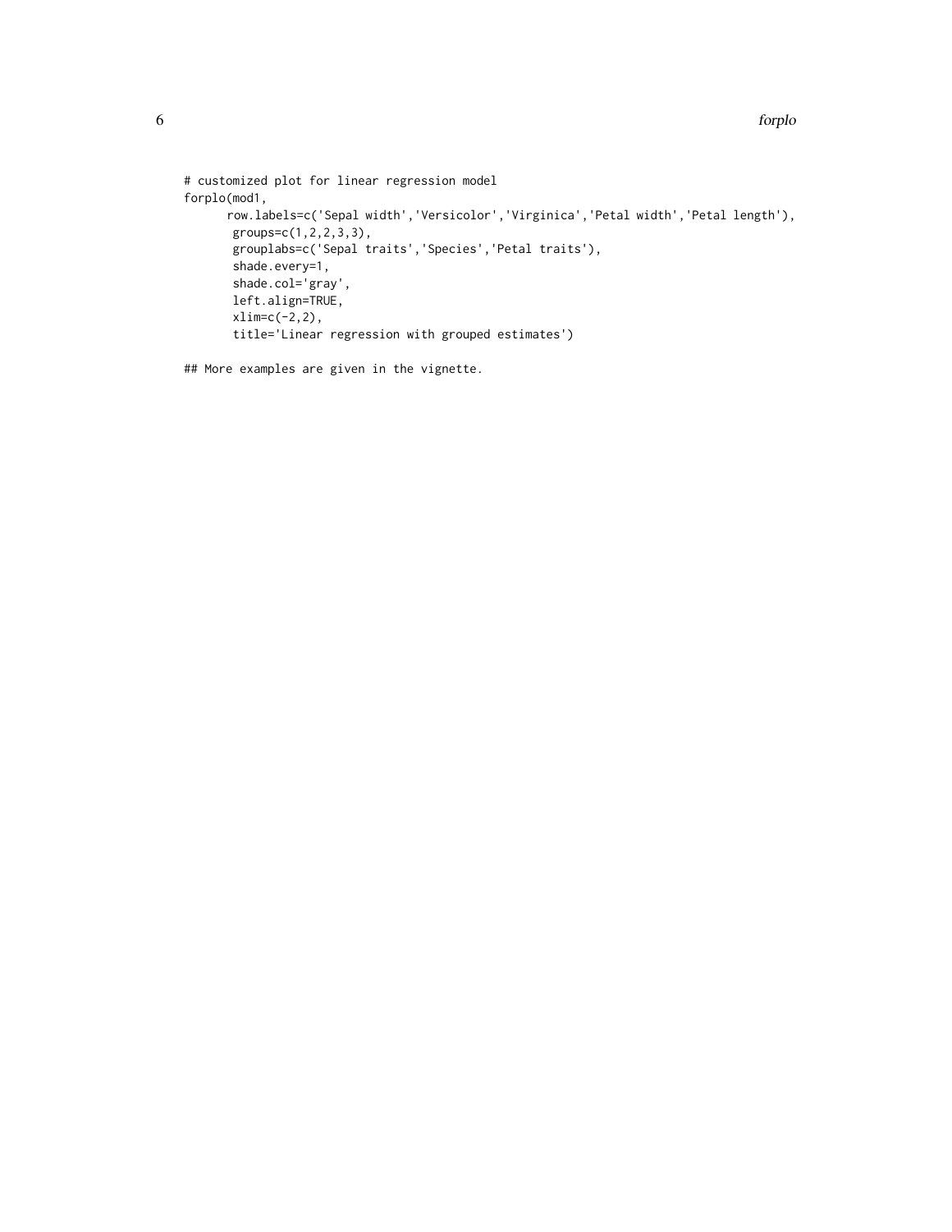```
# customized plot for linear regression model
forplo(mod1,
      row.labels=c('Sepal width','Versicolor','Virginica','Petal width','Petal length'),
       groups=c(1,2,2,3,3),
       grouplabs=c('Sepal traits','Species','Petal traits'),
       shade.every=1,
       shade.col='gray',
       left.align=TRUE,
       xlim=c(-2,2),
       title='Linear regression with grouped estimates')

## More examples are given in the vignette.
```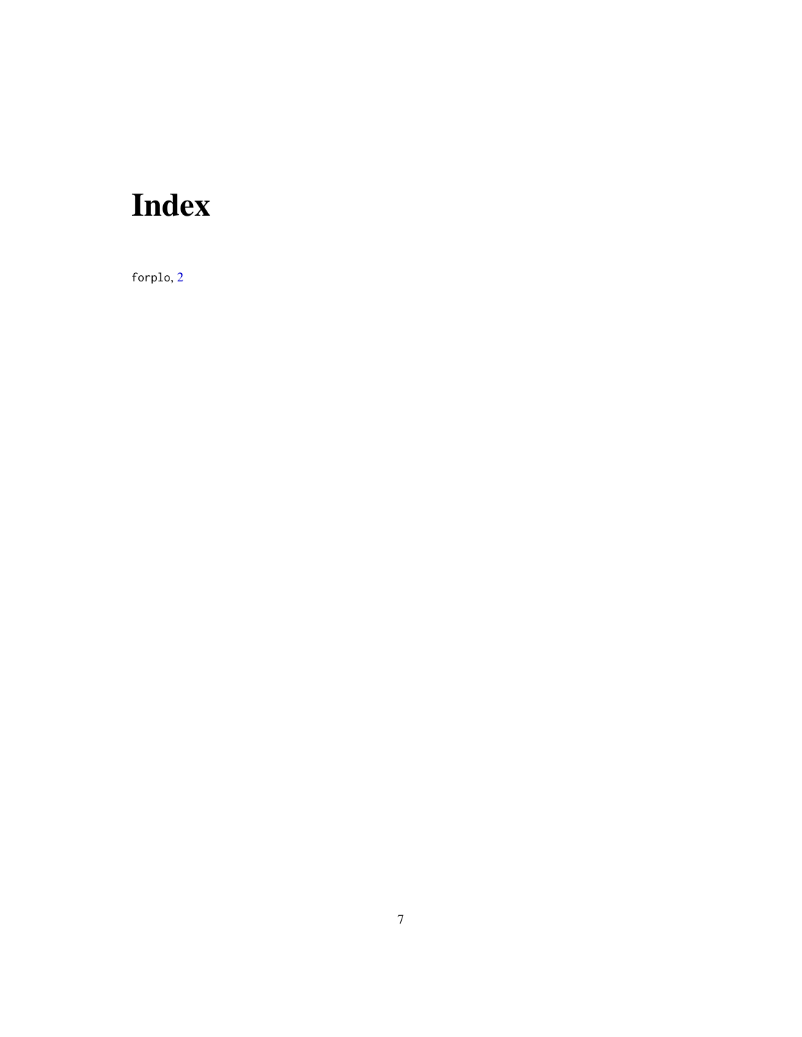# Index

`forplo`, 2